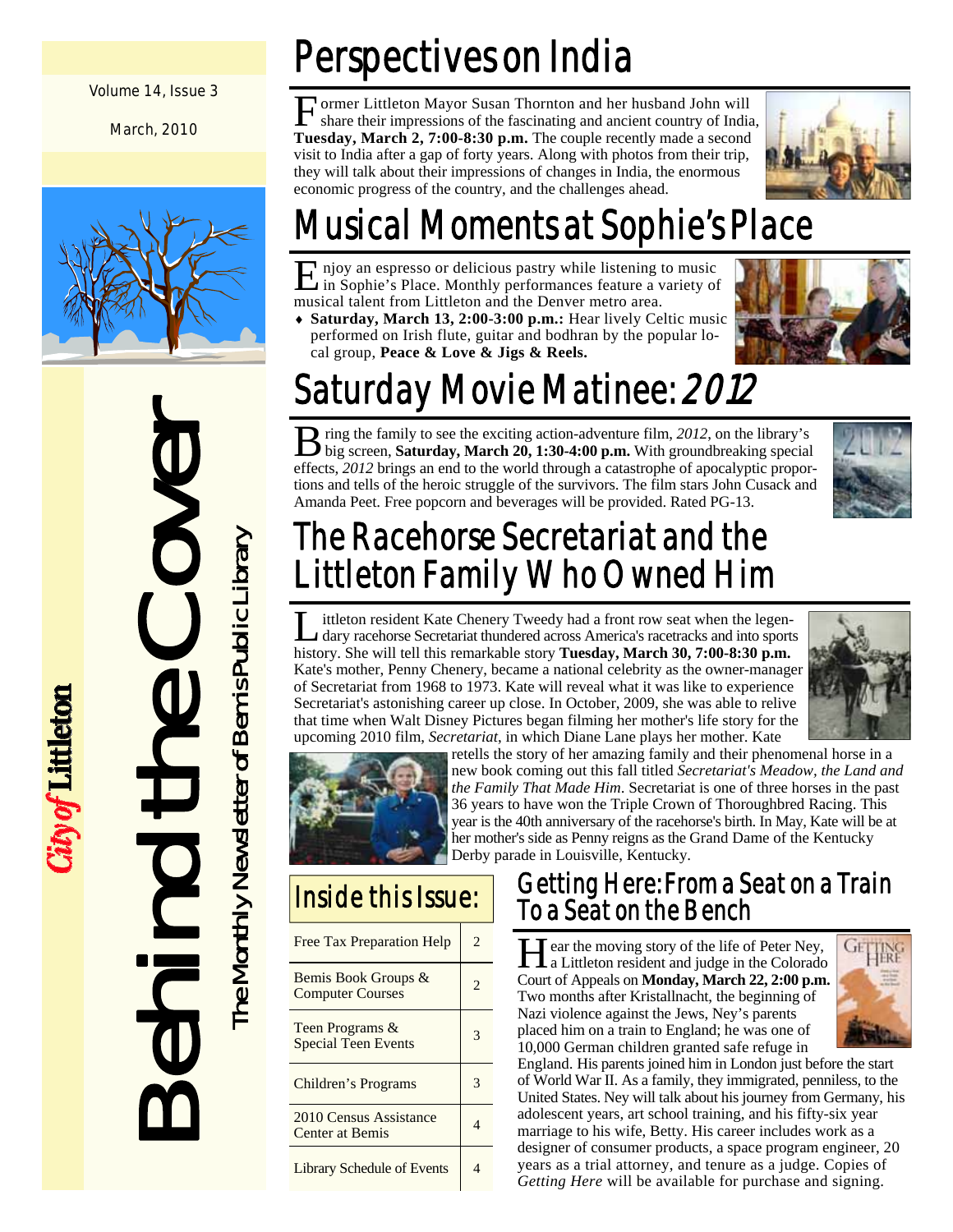Volume 14, Issue 3

March, 2010

# Behind the Cover

The Monthly Newsletter of Bemis Public Library

*City of* **Littleton**

## Perspectives on India

Former Littleton Mayor Susan Thornton and her husband John will share their impressions of the fascinating and ancient country of India, **Tuesday, March 2, 7:00-8:30 p.m.** The couple recently made a second visit to India after a gap of forty years. Along with photos from their trip, they will talk about their impressions of changes in India, the enormous economic progress of the country, and the challenges ahead.

## Musical Moments at Sophie's Place

Enjoy an espresso or delicious pastry while listening to music in Sophie's Place. Monthly performances feature a variety of musical talent from Littleton and the Denver metro area.

- **Saturday, March 13, 2:00-3:00 p.m.:** Hear lively Celtic music performed on Irish flute, guitar and bodhran by the popular local group, **Peace & Love & Jigs & Reels.**

## Saturday Movie Matinee: *2012*

Bring the family to see the exciting action-adventure film, *2012*, on the library's big screen, **Saturday, March 20, 1:30-4:00 p.m.** With groundbreaking special effects, *2012* brings an end to the world through a catastrophe of apocalyptic proportions and tells of the heroic struggle of the survivors. The film stars John Cusack and Amanda Peet. Free popcorn and beverages will be provided. Rated PG-13.

## The Racehorse Secretariat and the Littleton Family Who Owned Him

Littleton resident Kate Chenery Tweedy had a front row seat when the legendary racehorse Secretariat thundered across America's racetracks and into sports history. She will tell this remarkable story **Tuesday, March 30, 7:00-8:30 p.m.** Kate's mother, Penny Chenery, became a national celebrity as the owner-manager of Secretariat from 1968 to 1973. Kate will reveal what it was like to experience Secretariat's astonishing career up close. In October, 2009, she was able to relive that time when Walt Disney Pictures began filming her mother's life story for the upcoming 2010 film, *Secretariat*, in which Diane Lane plays her mother. Kate retells the story of her amazing family and their phenomenal horse in a new book coming out this fall titled *Secretariat's Meadow, the Land and the Family That Made Him*. Secretariat is one of three horses in the past 36 years to have won the Triple Crown of Thoroughbred Racing. This year is the 40th anniversary of the racehorse's birth. In May, Kate will be at her mother's side as Penny reigns as the Grand Dame of the Kentucky Derby parade in Louisville, Kentucky.

## Inside this Issue:

| | |
|---|---|
| Free Tax Preparation Help | 2 |
| Bemis Book Groups & Computer Courses | 2 |
| Teen Programs & Special Teen Events | 3 |
| Children's Programs | 3 |
| 2010 Census Assistance Center at Bemis | 4 |
| Library Schedule of Events | 4 |

## Getting Here: From a Seat on a Train To a Seat on the Bench

Hear the moving story of the life of Peter Ney, a Littleton resident and judge in the Colorado Court of Appeals on **Monday, March 22, 2:00 p.m.** Two months after Kristallnacht, the beginning of Nazi violence against the Jews, Ney's parents placed him on a train to England; he was one of 10,000 German children granted safe refuge in England. His parents joined him in London just before the start of World War II. As a family, they immigrated, penniless, to the United States. Ney will talk about his journey from Germany, his adolescent years, art school training, and his fifty-six year marriage to his wife, Betty. His career includes work as a designer of consumer products, a space program engineer, 20 years as a trial attorney, and tenure as a judge. Copies of *Getting Here* will be available for purchase and signing.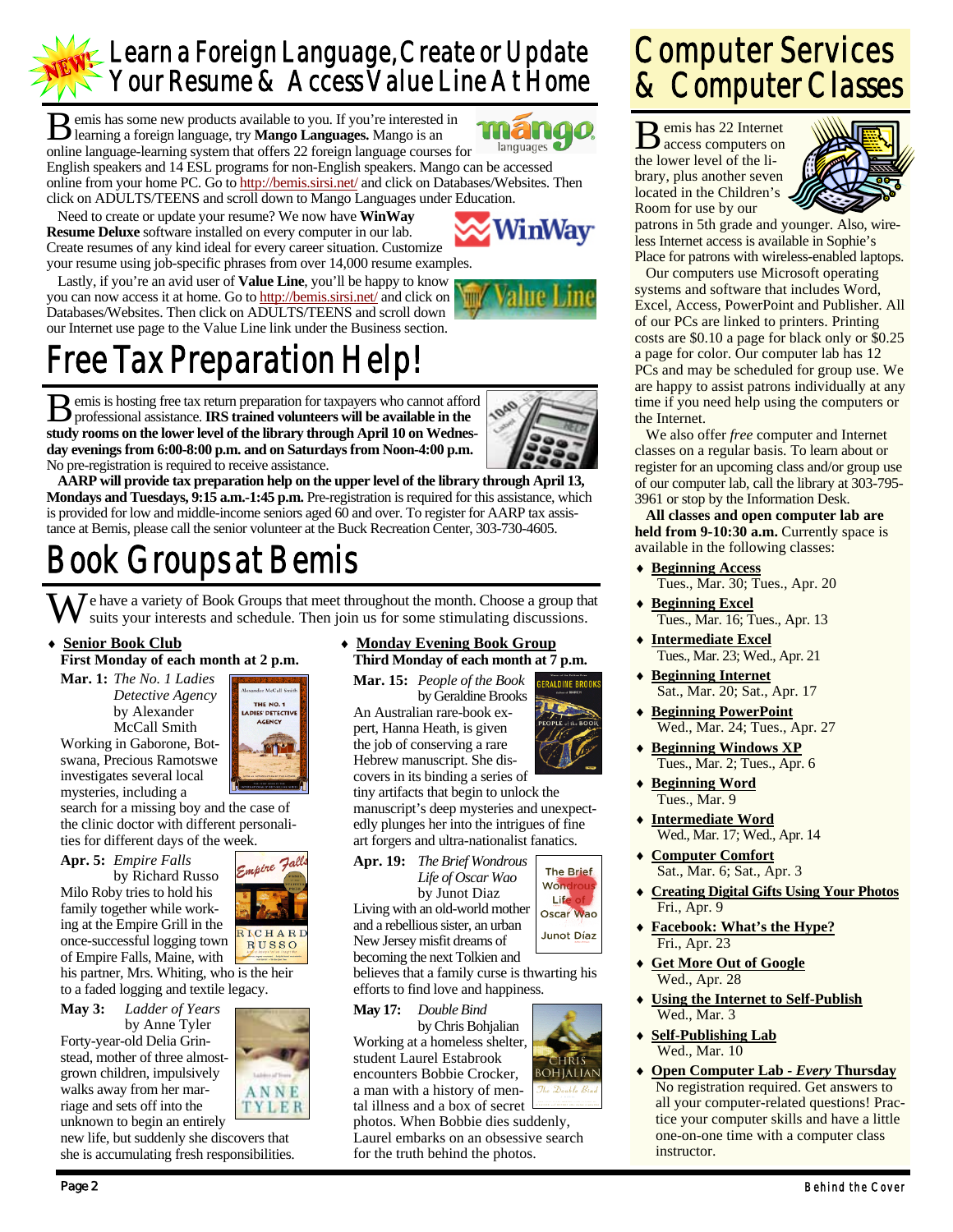# NEW! Learn a Foreign Language, Create or Update Your Resume & Access Value Line At Home

Bemis has some new products available to you. If you're interested in learning a foreign language, try **Mango Languages.** Mango is an online language-learning system that offers 22 foreign language courses for English speakers and 14 ESL programs for non-English speakers. Mango can be accessed online from your home PC. Go to http://bemis.sirsi.net/ and click on Databases/Websites. Then click on ADULTS/TEENS and scroll down to Mango Languages under Education.

Need to create or update your resume? We now have **WinWay Resume Deluxe** software installed on every computer in our lab. Create resumes of any kind ideal for every career situation. Customize your resume using job-specific phrases from over 14,000 resume examples.

Lastly, if you're an avid user of **Value Line**, you'll be happy to know you can now access it at home. Go to http://bemis.sirsi.net/ and click on Databases/Websites. Then click on ADULTS/TEENS and scroll down our Internet use page to the Value Line link under the Business section.

# Free Tax Preparation Help!

Bemis is hosting free tax return preparation for taxpayers who cannot afford professional assistance. **IRS trained volunteers will be available in the study rooms on the lower level of the library through April 10 on Wednesday evenings from 6:00-8:00 p.m. and on Saturdays from Noon-4:00 p.m.** No pre-registration is required to receive assistance.

**AARP will provide tax preparation help on the upper level of the library through April 13, Mondays and Tuesdays, 9:15 a.m.-1:45 p.m.** Pre-registration is required for this assistance, which is provided for low and middle-income seniors aged 60 and over. To register for AARP tax assistance at Bemis, please call the senior volunteer at the Buck Recreation Center, 303-730-4605.

# Book Groups at Bemis

We have a variety of Book Groups that meet throughout the month. Choose a group that suits your interests and schedule. Then join us for some stimulating discussions.

- **Senior Book Club**
  **First Monday of each month at 2 p.m.**

**Mar. 1:** *The No. 1 Ladies Detective Agency* by Alexander McCall Smith
Working in Gaborone, Botswana, Precious Ramotswe investigates several local mysteries, including a search for a missing boy and the case of the clinic doctor with different personalities for different days of the week.

**Apr. 5:** *Empire Falls* by Richard Russo
Milo Roby tries to hold his family together while working at the Empire Grill in the once-successful logging town of Empire Falls, Maine, with his partner, Mrs. Whiting, who is the heir to a faded logging and textile legacy.

**May 3:** *Ladder of Years* by Anne Tyler
Forty-year-old Delia Grinstead, mother of three almost-grown children, impulsively walks away from her marriage and sets off into the unknown to begin an entirely new life, but suddenly she discovers that she is accumulating fresh responsibilities.

- **Monday Evening Book Group**
  **Third Monday of each month at 7 p.m.**

**Mar. 15:** *People of the Book* by Geraldine Brooks
An Australian rare-book expert, Hanna Heath, is given the job of conserving a rare Hebrew manuscript. She discovers in its binding a series of tiny artifacts that begin to unlock the manuscript's deep mysteries and unexpectedly plunges her into the intrigues of fine art forgers and ultra-nationalist fanatics.

**Apr. 19:** *The Brief Wondrous Life of Oscar Wao* by Junot Diaz
Living with an old-world mother and a rebellious sister, an urban New Jersey misfit dreams of becoming the next Tolkien and believes that a family curse is thwarting his efforts to find love and happiness.

**May 17:** *Double Bind* by Chris Bohjalian
Working at a homeless shelter, student Laurel Estabrook encounters Bobbie Crocker, a man with a history of mental illness and a box of secret photos. When Bobbie dies suddenly, Laurel embarks on an obsessive search for the truth behind the photos.

# Computer Services & Computer Classes

Bemis has 22 Internet access computers on the lower level of the library, plus another seven located in the Children's Room for use by our patrons in 5th grade and younger. Also, wireless Internet access is available in Sophie's Place for patrons with wireless-enabled laptops.

Our computers use Microsoft operating systems and software that includes Word, Excel, Access, PowerPoint and Publisher. All of our PCs are linked to printers. Printing costs are $0.10 a page for black only or $0.25 a page for color. Our computer lab has 12 PCs and may be scheduled for group use. We are happy to assist patrons individually at any time if you need help using the computers or the Internet.

We also offer *free* computer and Internet classes on a regular basis. To learn about or register for an upcoming class and/or group use of our computer lab, call the library at 303-795-3961 or stop by the Information Desk.

**All classes and open computer lab are held from 9-10:30 a.m.** Currently space is available in the following classes:

- **Beginning Access**
  Tues., Mar. 30; Tues., Apr. 20
- **Beginning Excel**
  Tues., Mar. 16; Tues., Apr. 13
- **Intermediate Excel**
  Tues., Mar. 23; Wed., Apr. 21
- **Beginning Internet**
  Sat., Mar. 20; Sat., Apr. 17
- **Beginning PowerPoint**
  Wed., Mar. 24; Tues., Apr. 27
- **Beginning Windows XP**
  Tues., Mar. 2; Tues., Apr. 6
- **Beginning Word**
  Tues., Mar. 9
- **Intermediate Word**
  Wed., Mar. 17; Wed., Apr. 14
- **Computer Comfort**
  Sat., Mar. 6; Sat., Apr. 3
- **Creating Digital Gifts Using Your Photos**
  Fri., Apr. 9
- **Facebook: What's the Hype?**
  Fri., Apr. 23
- **Get More Out of Google**
  Wed., Apr. 28
- **Using the Internet to Self-Publish**
  Wed., Mar. 3
- **Self-Publishing Lab**
  Wed., Mar. 10
- **Open Computer Lab - *Every* Thursday**
  No registration required. Get answers to all your computer-related questions! Practice your computer skills and have a little one-on-one time with a computer class instructor.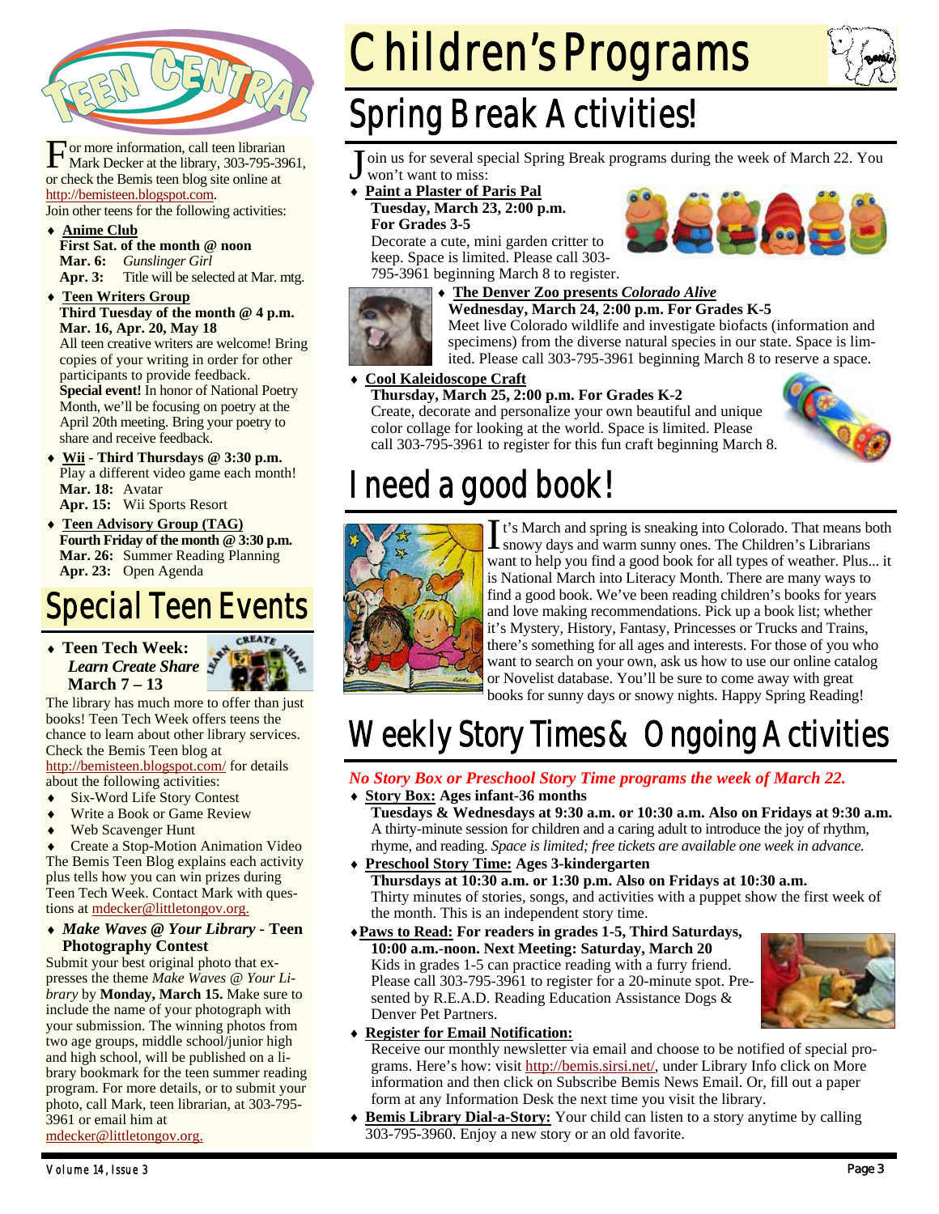# Teen Central

For more information, call teen librarian Mark Decker at the library, 303-795-3961, or check the Bemis teen blog site online at http://bemisteen.blogspot.com.

Join other teens for the following activities:

- **Anime Club**
  **First Sat. of the month @ noon**
  **Mar. 6:** *Gunslinger Girl*
  **Apr. 3:** Title will be selected at Mar. mtg.
- **Teen Writers Group**
  **Third Tuesday of the month @ 4 p.m.**
  **Mar. 16, Apr. 20, May 18**
  All teen creative writers are welcome! Bring copies of your writing in order for other participants to provide feedback.
  **Special event!** In honor of National Poetry Month, we'll be focusing on poetry at the April 20th meeting. Bring your poetry to share and receive feedback.
- **Wii - Third Thursdays @ 3:30 p.m.**
  Play a different video game each month!
  **Mar. 18:** Avatar
  **Apr. 15:** Wii Sports Resort
- **Teen Advisory Group (TAG)**
  **Fourth Friday of the month @ 3:30 p.m.**
  **Mar. 26:** Summer Reading Planning
  **Apr. 23:** Open Agenda

## Special Teen Events

- **Teen Tech Week:** ***Learn Create Share*** **March 7 – 13**

The library has much more to offer than just books! Teen Tech Week offers teens the chance to learn about other library services. Check the Bemis Teen blog at http://bemisteen.blogspot.com/ for details about the following activities:

- Six-Word Life Story Contest
- Write a Book or Game Review
- Web Scavenger Hunt
- Create a Stop-Motion Animation Video

The Bemis Teen Blog explains each activity plus tells how you can win prizes during Teen Tech Week. Contact Mark with questions at mdecker@littletongov.org.

- ***Make Waves @ Your Library* - Teen Photography Contest**

Submit your best original photo that expresses the theme *Make Waves @ Your Library* by **Monday, March 15.** Make sure to include the name of your photograph with your submission. The winning photos from two age groups, middle school/junior high and high school, will be published on a library bookmark for the teen summer reading program. For more details, or to submit your photo, call Mark, teen librarian, at 303-795-3961 or email him at mdecker@littletongov.org.

# Children's Programs

## Spring Break Activities!

Join us for several special Spring Break programs during the week of March 22. You won't want to miss:

- **Paint a Plaster of Paris Pal**
  **Tuesday, March 23, 2:00 p.m.**
  **For Grades 3-5**
  Decorate a cute, mini garden critter to keep. Space is limited. Please call 303-795-3961 beginning March 8 to register.
- **The Denver Zoo presents *Colorado Alive***
  **Wednesday, March 24, 2:00 p.m. For Grades K-5**
  Meet live Colorado wildlife and investigate biofacts (information and specimens) from the diverse natural species in our state. Space is limited. Please call 303-795-3961 beginning March 8 to reserve a space.
- **Cool Kaleidoscope Craft**
  **Thursday, March 25, 2:00 p.m. For Grades K-2**
  Create, decorate and personalize your own beautiful and unique color collage for looking at the world. Space is limited. Please call 303-795-3961 to register for this fun craft beginning March 8.

## I need a good book!

It's March and spring is sneaking into Colorado. That means both snowy days and warm sunny ones. The Children's Librarians want to help you find a good book for all types of weather. Plus... it is National March into Literacy Month. There are many ways to find a good book. We've been reading children's books for years and love making recommendations. Pick up a book list; whether it's Mystery, History, Fantasy, Princesses or Trucks and Trains, there's something for all ages and interests. For those of you who want to search on your own, ask us how to use our online catalog or Novelist database. You'll be sure to come away with great books for sunny days or snowy nights. Happy Spring Reading!

## Weekly Story Times & Ongoing Activities

***No Story Box or Preschool Story Time programs the week of March 22.***

- **Story Box: Ages infant-36 months**
  **Tuesdays & Wednesdays at 9:30 a.m. or 10:30 a.m. Also on Fridays at 9:30 a.m.**
  A thirty-minute session for children and a caring adult to introduce the joy of rhythm, rhyme, and reading. *Space is limited; free tickets are available one week in advance.*
- **Preschool Story Time: Ages 3-kindergarten**
  **Thursdays at 10:30 a.m. or 1:30 p.m. Also on Fridays at 10:30 a.m.**
  Thirty minutes of stories, songs, and activities with a puppet show the first week of the month. This is an independent story time.
- **Paws to Read: For readers in grades 1-5, Third Saturdays, 10:00 a.m.-noon. Next Meeting: Saturday, March 20**
  Kids in grades 1-5 can practice reading with a furry friend. Please call 303-795-3961 to register for a 20-minute spot. Presented by R.E.A.D. Reading Education Assistance Dogs & Denver Pet Partners.
- **Register for Email Notification:**
  Receive our monthly newsletter via email and choose to be notified of special programs. Here's how: visit http://bemis.sirsi.net/, under Library Info click on More information and then click on Subscribe Bemis News Email. Or, fill out a paper form at any Information Desk the next time you visit the library.
- **Bemis Library Dial-a-Story:** Your child can listen to a story anytime by calling 303-795-3960. Enjoy a new story or an old favorite.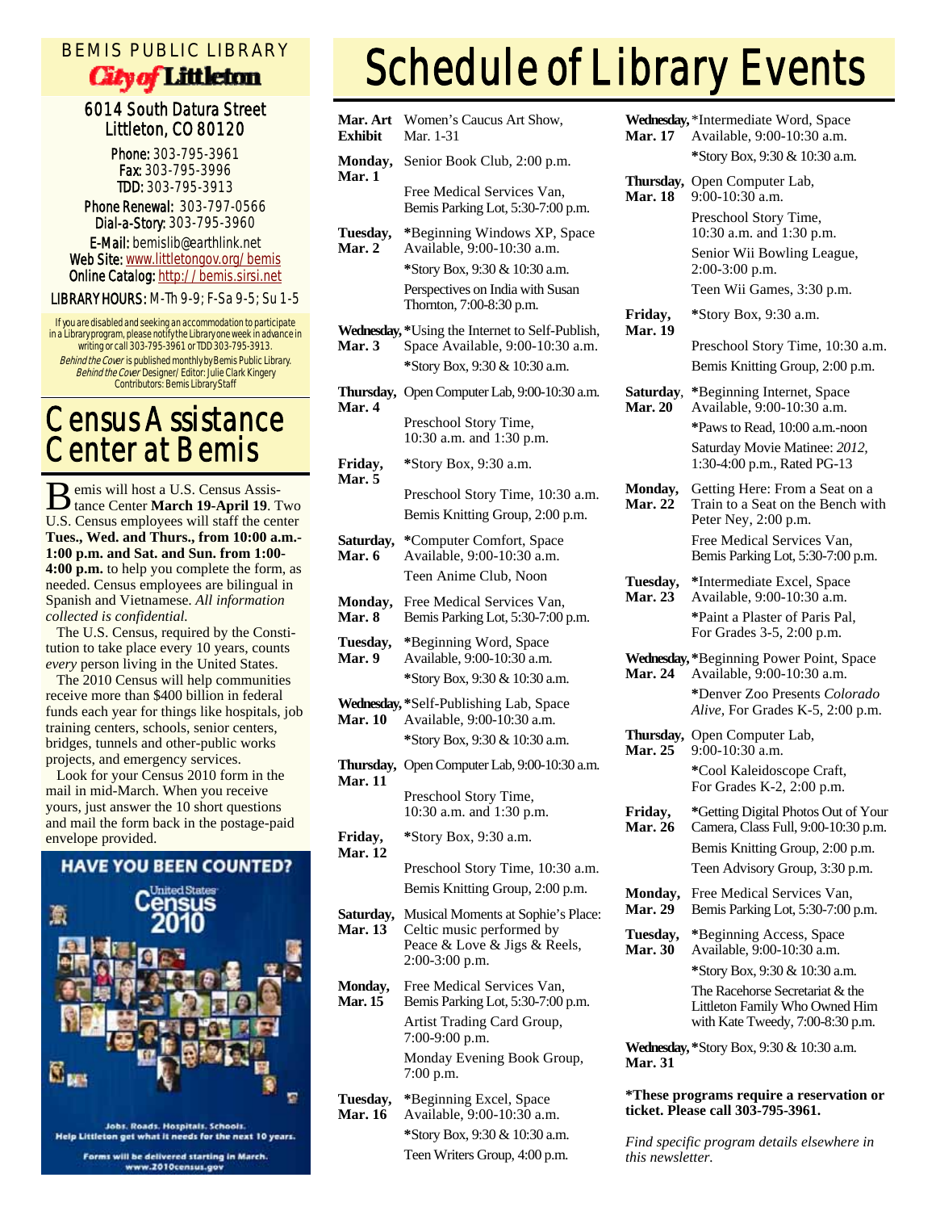BEMIS PUBLIC LIBRARY
City of Littleton

6014 South Datura Street
Littleton, CO 80120

Phone: 303-795-3961
Fax: 303-795-3996
TDD: 303-795-3913
Phone Renewal: 303-797-0566
Dial-a-Story: 303-795-3960
E-Mail: bemislib@earthlink.net
Web Site: www.littletongov.org/bemis
Online Catalog: http://bemis.sirsi.net

LIBRARY HOURS: M-Th 9-9; F-Sa 9-5; Su 1-5

If you are disabled and seeking an accommodation to participate in a Library program, please notify the Library one week in advance in writing or call 303-795-3961 or TDD 303-795-3913.

*Behind the Cover* is published monthly by Bemis Public Library.
*Behind the Cover* Designer/ Editor: Julie Clark Kingery
Contributors: Bemis Library Staff

# Census Assistance Center at Bemis

Bemis will host a U.S. Census Assistance Center **March 19-April 19**. Two U.S. Census employees will staff the center **Tues., Wed. and Thurs., from 10:00 a.m.-1:00 p.m. and Sat. and Sun. from 1:00-4:00 p.m.** to help you complete the form, as needed. Census employees are bilingual in Spanish and Vietnamese. *All information collected is confidential.*

The U.S. Census, required by the Constitution to take place every 10 years, counts *every* person living in the United States.

The 2010 Census will help communities receive more than $400 billion in federal funds each year for things like hospitals, job training centers, schools, senior centers, bridges, tunnels and other-public works projects, and emergency services.

Look for your Census 2010 form in the mail in mid-March. When you receive yours, just answer the 10 short questions and mail the form back in the postage-paid envelope provided.

HAVE YOU BEEN COUNTED?

United States Census 2010

Jobs. Roads. Hospitals. Schools.
Help Littleton get what it needs for the next 10 years.

Forms will be delivered starting in March.
www.2010census.gov

# Schedule of Library Events

**Mar. Art Exhibit** Women's Caucus Art Show, Mar. 1-31

**Monday, Mar. 1**
- Senior Book Club, 2:00 p.m.
- Free Medical Services Van, Bemis Parking Lot, 5:30-7:00 p.m.

**Tuesday, Mar. 2**
- *Beginning Windows XP, Space Available, 9:00-10:30 a.m.
- *Story Box, 9:30 & 10:30 a.m.
- Perspectives on India with Susan Thornton, 7:00-8:30 p.m.

**Wednesday, Mar. 3**
- *Using the Internet to Self-Publish, Space Available, 9:00-10:30 a.m.
- *Story Box, 9:30 & 10:30 a.m.

**Thursday, Mar. 4**
- Open Computer Lab, 9:00-10:30 a.m.
- Preschool Story Time, 10:30 a.m. and 1:30 p.m.

**Friday, Mar. 5**
- *Story Box, 9:30 a.m.
- Preschool Story Time, 10:30 a.m.
- Bemis Knitting Group, 2:00 p.m.

**Saturday, Mar. 6**
- *Computer Comfort, Space Available, 9:00-10:30 a.m.
- Teen Anime Club, Noon

**Monday, Mar. 8**
- Free Medical Services Van, Bemis Parking Lot, 5:30-7:00 p.m.

**Tuesday, Mar. 9**
- *Beginning Word, Space Available, 9:00-10:30 a.m.
- *Story Box, 9:30 & 10:30 a.m.

**Wednesday, Mar. 10**
- *Self-Publishing Lab, Space Available, 9:00-10:30 a.m.
- *Story Box, 9:30 & 10:30 a.m.

**Thursday, Mar. 11**
- Open Computer Lab, 9:00-10:30 a.m.
- Preschool Story Time, 10:30 a.m. and 1:30 p.m.

**Friday, Mar. 12**
- *Story Box, 9:30 a.m.
- Preschool Story Time, 10:30 a.m.
- Bemis Knitting Group, 2:00 p.m.

**Saturday, Mar. 13**
- Musical Moments at Sophie's Place: Celtic music performed by Peace & Love & Jigs & Reels, 2:00-3:00 p.m.

**Monday, Mar. 15**
- Free Medical Services Van, Bemis Parking Lot, 5:30-7:00 p.m.
- Artist Trading Card Group, 7:00-9:00 p.m.
- Monday Evening Book Group, 7:00 p.m.

**Tuesday, Mar. 16**
- *Beginning Excel, Space Available, 9:00-10:30 a.m.
- *Story Box, 9:30 & 10:30 a.m.
- Teen Writers Group, 4:00 p.m.

**Wednesday, Mar. 17**
- *Intermediate Word, Space Available, 9:00-10:30 a.m.
- *Story Box, 9:30 & 10:30 a.m.

**Thursday, Mar. 18**
- Open Computer Lab, 9:00-10:30 a.m.
- Preschool Story Time, 10:30 a.m. and 1:30 p.m.
- Senior Wii Bowling League, 2:00-3:00 p.m.
- Teen Wii Games, 3:30 p.m.

**Friday, Mar. 19**
- *Story Box, 9:30 a.m.
- Preschool Story Time, 10:30 a.m.
- Bemis Knitting Group, 2:00 p.m.

**Saturday, Mar. 20**
- *Beginning Internet, Space Available, 9:00-10:30 a.m.
- *Paws to Read, 10:00 a.m.-noon
- Saturday Movie Matinee: *2012,* 1:30-4:00 p.m., Rated PG-13

**Monday, Mar. 22**
- Getting Here: From a Seat on a Train to a Seat on the Bench with Peter Ney, 2:00 p.m.
- Free Medical Services Van, Bemis Parking Lot, 5:30-7:00 p.m.

**Tuesday, Mar. 23**
- *Intermediate Excel, Space Available, 9:00-10:30 a.m.
- *Paint a Plaster of Paris Pal, For Grades 3-5, 2:00 p.m.

**Wednesday, Mar. 24**
- *Beginning Power Point, Space Available, 9:00-10:30 a.m.
- *Denver Zoo Presents *Colorado Alive,* For Grades K-5, 2:00 p.m.

**Thursday, Mar. 25**
- Open Computer Lab, 9:00-10:30 a.m.
- *Cool Kaleidoscope Craft, For Grades K-2, 2:00 p.m.

**Friday, Mar. 26**
- *Getting Digital Photos Out of Your Camera, Class Full, 9:00-10:30 p.m.
- Bemis Knitting Group, 2:00 p.m.
- Teen Advisory Group, 3:30 p.m.

**Monday, Mar. 29**
- Free Medical Services Van, Bemis Parking Lot, 5:30-7:00 p.m.

**Tuesday, Mar. 30**
- *Beginning Access, Space Available, 9:00-10:30 a.m.
- *Story Box, 9:30 & 10:30 a.m.
- The Racehorse Secretariat & the Littleton Family Who Owned Him with Kate Tweedy, 7:00-8:30 p.m.

**Wednesday, Mar. 31**
- *Story Box, 9:30 & 10:30 a.m.

***These programs require a reservation or ticket. Please call 303-795-3961.**

*Find specific program details elsewhere in this newsletter.*